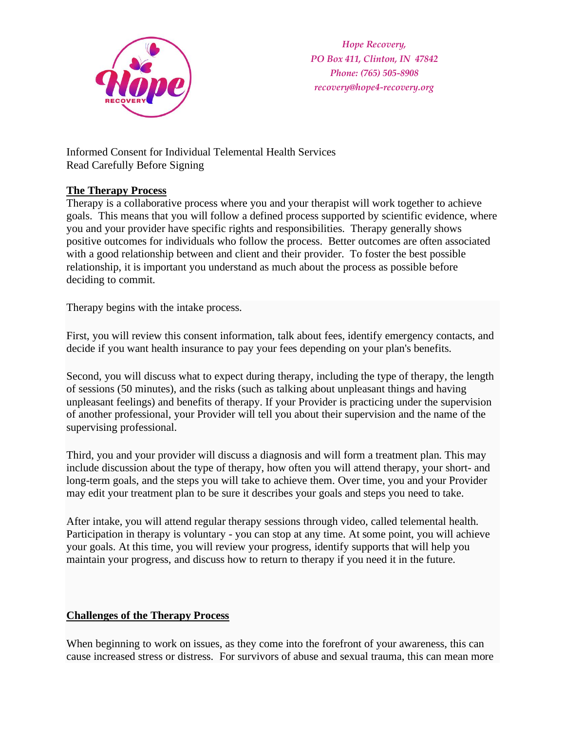*Hope Recovery,*
*PO Box 411, Clinton, IN 47842*
*Phone: (765) 505-8908*
*recovery@hope4-recovery.org*

Informed Consent for Individual Telemental Health Services
Read Carefully Before Signing

**The Therapy Process**

Therapy is a collaborative process where you and your therapist will work together to achieve goals. This means that you will follow a defined process supported by scientific evidence, where you and your provider have specific rights and responsibilities. Therapy generally shows positive outcomes for individuals who follow the process. Better outcomes are often associated with a good relationship between and client and their provider. To foster the best possible relationship, it is important you understand as much about the process as possible before deciding to commit.

Therapy begins with the intake process.

First, you will review this consent information, talk about fees, identify emergency contacts, and decide if you want health insurance to pay your fees depending on your plan's benefits.

Second, you will discuss what to expect during therapy, including the type of therapy, the length of sessions (50 minutes), and the risks (such as talking about unpleasant things and having unpleasant feelings) and benefits of therapy. If your Provider is practicing under the supervision of another professional, your Provider will tell you about their supervision and the name of the supervising professional.

Third, you and your provider will discuss a diagnosis and will form a treatment plan. This may include discussion about the type of therapy, how often you will attend therapy, your short- and long-term goals, and the steps you will take to achieve them. Over time, you and your Provider may edit your treatment plan to be sure it describes your goals and steps you need to take.

After intake, you will attend regular therapy sessions through video, called telemental health. Participation in therapy is voluntary - you can stop at any time. At some point, you will achieve your goals. At this time, you will review your progress, identify supports that will help you maintain your progress, and discuss how to return to therapy if you need it in the future.

**Challenges of the Therapy Process**

When beginning to work on issues, as they come into the forefront of your awareness, this can cause increased stress or distress. For survivors of abuse and sexual trauma, this can mean more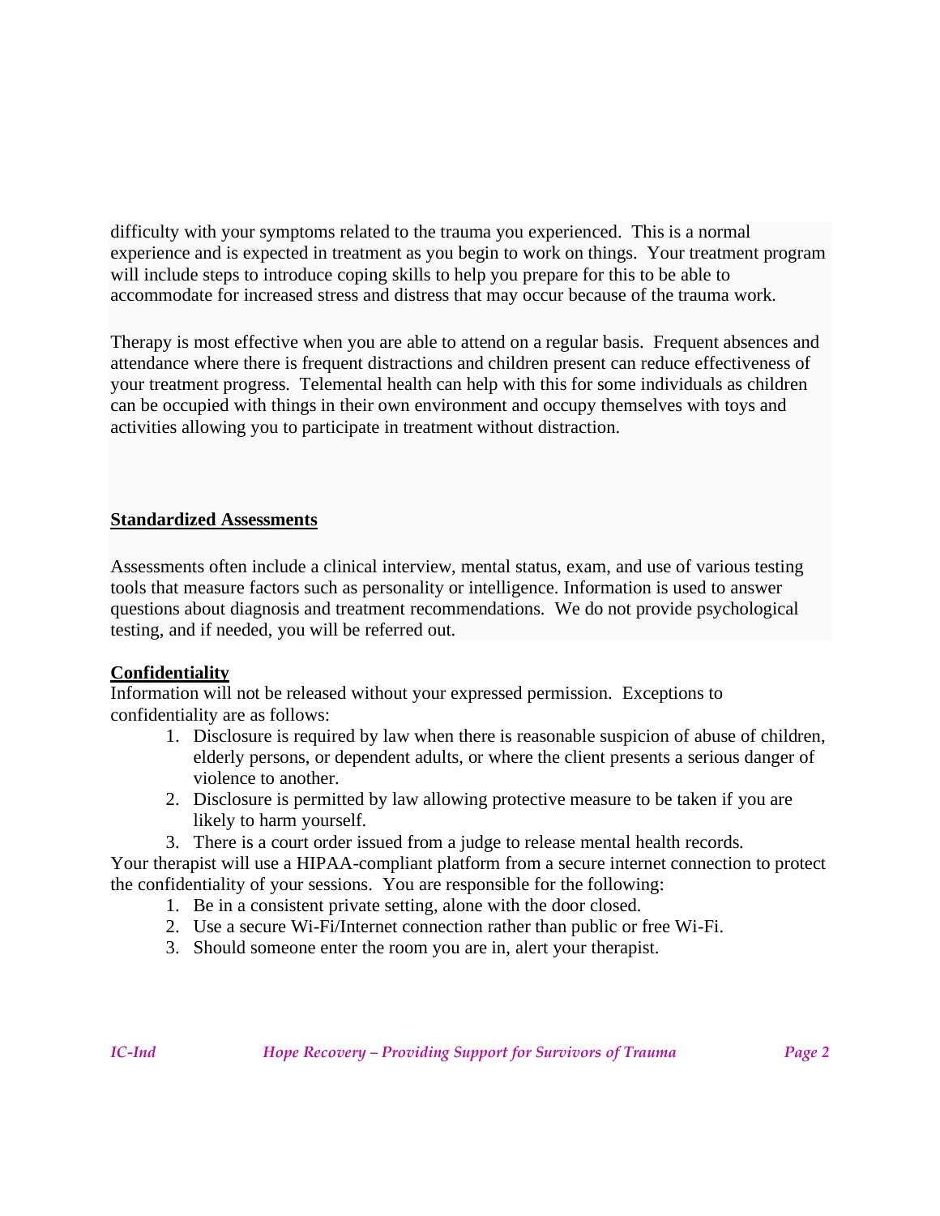difficulty with your symptoms related to the trauma you experienced. This is a normal experience and is expected in treatment as you begin to work on things. Your treatment program will include steps to introduce coping skills to help you prepare for this to be able to accommodate for increased stress and distress that may occur because of the trauma work.

Therapy is most effective when you are able to attend on a regular basis. Frequent absences and attendance where there is frequent distractions and children present can reduce effectiveness of your treatment progress. Telemental health can help with this for some individuals as children can be occupied with things in their own environment and occupy themselves with toys and activities allowing you to participate in treatment without distraction.

## Standardized Assessments

Assessments often include a clinical interview, mental status, exam, and use of various testing tools that measure factors such as personality or intelligence. Information is used to answer questions about diagnosis and treatment recommendations. We do not provide psychological testing, and if needed, you will be referred out.

## Confidentiality

Information will not be released without your expressed permission. Exceptions to confidentiality are as follows:

1. Disclosure is required by law when there is reasonable suspicion of abuse of children, elderly persons, or dependent adults, or where the client presents a serious danger of violence to another.
2. Disclosure is permitted by law allowing protective measure to be taken if you are likely to harm yourself.
3. There is a court order issued from a judge to release mental health records.

Your therapist will use a HIPAA-compliant platform from a secure internet connection to protect the confidentiality of your sessions. You are responsible for the following:

1. Be in a consistent private setting, alone with the door closed.
2. Use a secure Wi-Fi/Internet connection rather than public or free Wi-Fi.
3. Should someone enter the room you are in, alert your therapist.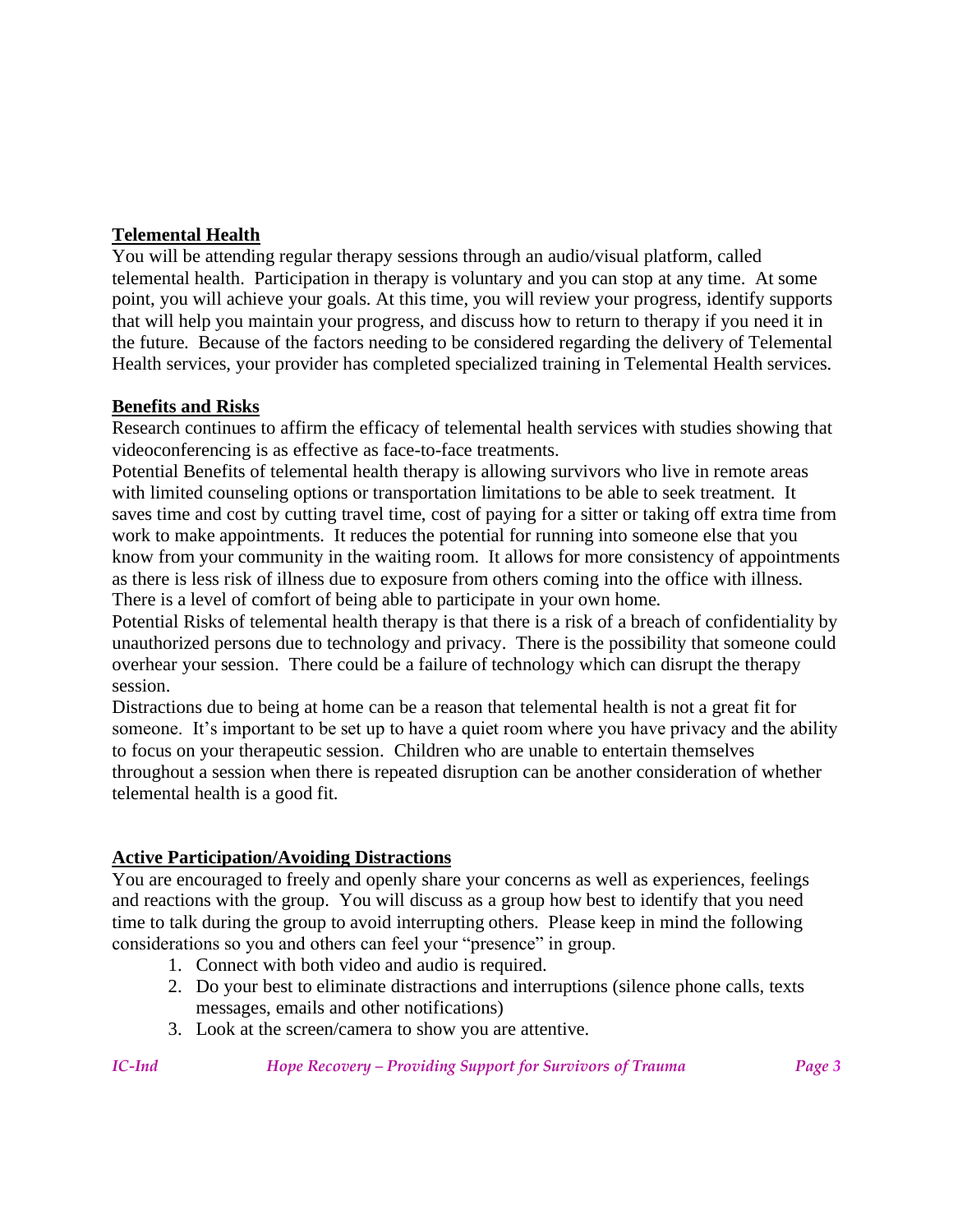**Telemental Health**

You will be attending regular therapy sessions through an audio/visual platform, called telemental health. Participation in therapy is voluntary and you can stop at any time. At some point, you will achieve your goals. At this time, you will review your progress, identify supports that will help you maintain your progress, and discuss how to return to therapy if you need it in the future. Because of the factors needing to be considered regarding the delivery of Telemental Health services, your provider has completed specialized training in Telemental Health services.

**Benefits and Risks**

Research continues to affirm the efficacy of telemental health services with studies showing that videoconferencing is as effective as face-to-face treatments.

Potential Benefits of telemental health therapy is allowing survivors who live in remote areas with limited counseling options or transportation limitations to be able to seek treatment. It saves time and cost by cutting travel time, cost of paying for a sitter or taking off extra time from work to make appointments. It reduces the potential for running into someone else that you know from your community in the waiting room. It allows for more consistency of appointments as there is less risk of illness due to exposure from others coming into the office with illness. There is a level of comfort of being able to participate in your own home.

Potential Risks of telemental health therapy is that there is a risk of a breach of confidentiality by unauthorized persons due to technology and privacy. There is the possibility that someone could overhear your session. There could be a failure of technology which can disrupt the therapy session.

Distractions due to being at home can be a reason that telemental health is not a great fit for someone. It's important to be set up to have a quiet room where you have privacy and the ability to focus on your therapeutic session. Children who are unable to entertain themselves throughout a session when there is repeated disruption can be another consideration of whether telemental health is a good fit.

**Active Participation/Avoiding Distractions**

You are encouraged to freely and openly share your concerns as well as experiences, feelings and reactions with the group. You will discuss as a group how best to identify that you need time to talk during the group to avoid interrupting others. Please keep in mind the following considerations so you and others can feel your "presence" in group.

1. Connect with both video and audio is required.
2. Do your best to eliminate distractions and interruptions (silence phone calls, texts messages, emails and other notifications)
3. Look at the screen/camera to show you are attentive.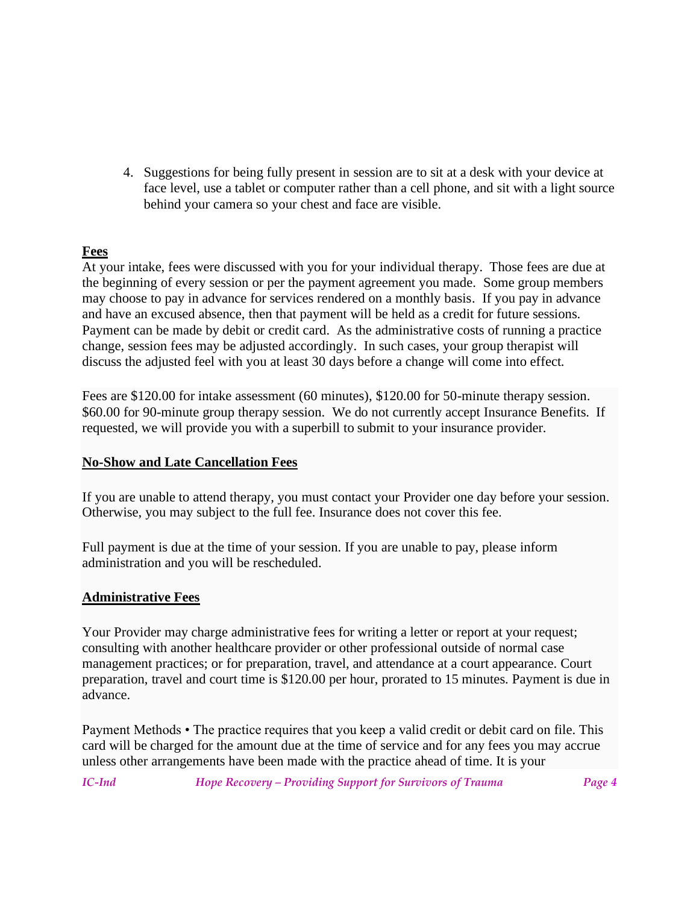4. Suggestions for being fully present in session are to sit at a desk with your device at face level, use a tablet or computer rather than a cell phone, and sit with a light source behind your camera so your chest and face are visible.

## Fees

At your intake, fees were discussed with you for your individual therapy. Those fees are due at the beginning of every session or per the payment agreement you made. Some group members may choose to pay in advance for services rendered on a monthly basis. If you pay in advance and have an excused absence, then that payment will be held as a credit for future sessions. Payment can be made by debit or credit card. As the administrative costs of running a practice change, session fees may be adjusted accordingly. In such cases, your group therapist will discuss the adjusted feel with you at least 30 days before a change will come into effect.

Fees are $120.00 for intake assessment (60 minutes), $120.00 for 50-minute therapy session. $60.00 for 90-minute group therapy session. We do not currently accept Insurance Benefits. If requested, we will provide you with a superbill to submit to your insurance provider.

## No-Show and Late Cancellation Fees

If you are unable to attend therapy, you must contact your Provider one day before your session. Otherwise, you may subject to the full fee. Insurance does not cover this fee.

Full payment is due at the time of your session. If you are unable to pay, please inform administration and you will be rescheduled.

## Administrative Fees

Your Provider may charge administrative fees for writing a letter or report at your request; consulting with another healthcare provider or other professional outside of normal case management practices; or for preparation, travel, and attendance at a court appearance. Court preparation, travel and court time is $120.00 per hour, prorated to 15 minutes. Payment is due in advance.

Payment Methods • The practice requires that you keep a valid credit or debit card on file. This card will be charged for the amount due at the time of service and for any fees you may accrue unless other arrangements have been made with the practice ahead of time. It is your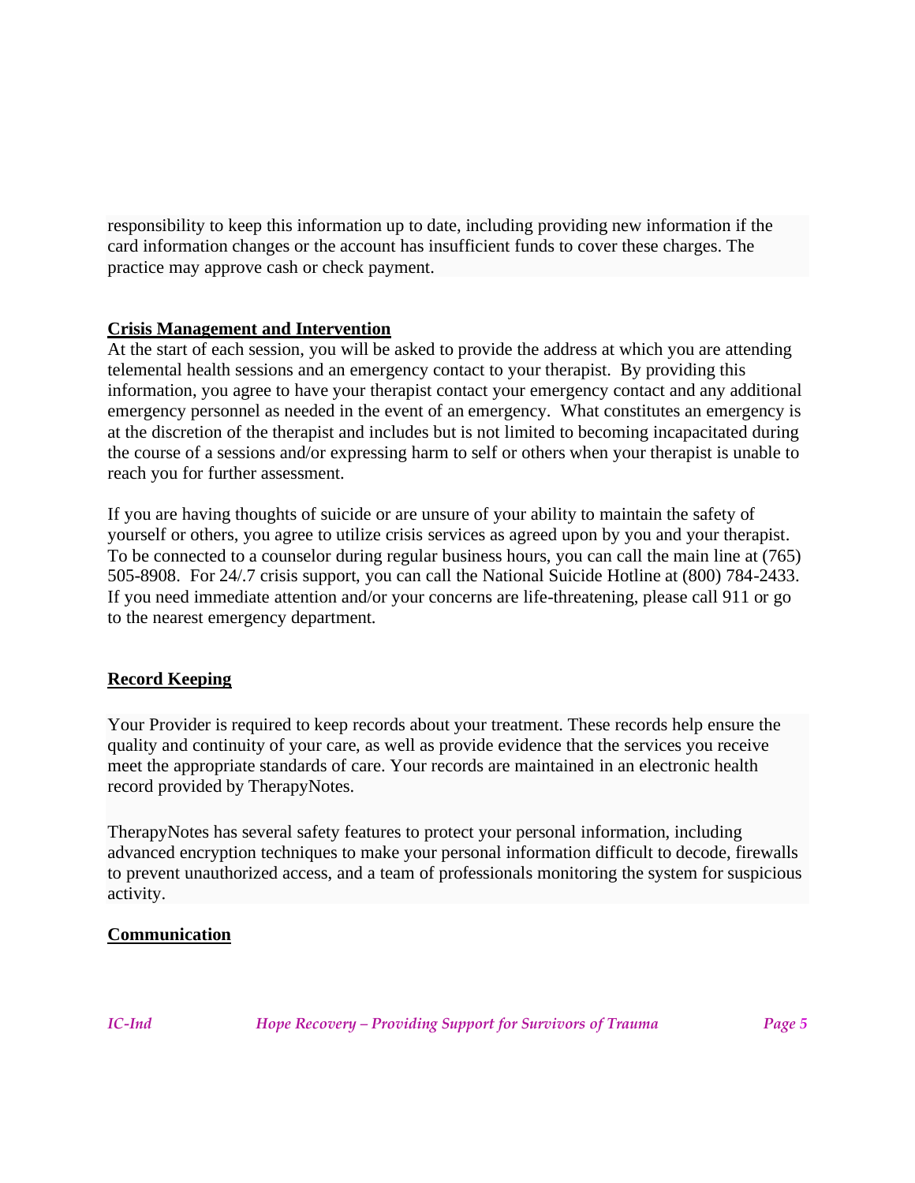responsibility to keep this information up to date, including providing new information if the card information changes or the account has insufficient funds to cover these charges. The practice may approve cash or check payment.

## Crisis Management and Intervention

At the start of each session, you will be asked to provide the address at which you are attending telemental health sessions and an emergency contact to your therapist. By providing this information, you agree to have your therapist contact your emergency contact and any additional emergency personnel as needed in the event of an emergency. What constitutes an emergency is at the discretion of the therapist and includes but is not limited to becoming incapacitated during the course of a sessions and/or expressing harm to self or others when your therapist is unable to reach you for further assessment.

If you are having thoughts of suicide or are unsure of your ability to maintain the safety of yourself or others, you agree to utilize crisis services as agreed upon by you and your therapist. To be connected to a counselor during regular business hours, you can call the main line at (765) 505-8908. For 24/.7 crisis support, you can call the National Suicide Hotline at (800) 784-2433. If you need immediate attention and/or your concerns are life-threatening, please call 911 or go to the nearest emergency department.

## Record Keeping

Your Provider is required to keep records about your treatment. These records help ensure the quality and continuity of your care, as well as provide evidence that the services you receive meet the appropriate standards of care. Your records are maintained in an electronic health record provided by TherapyNotes.

TherapyNotes has several safety features to protect your personal information, including advanced encryption techniques to make your personal information difficult to decode, firewalls to prevent unauthorized access, and a team of professionals monitoring the system for suspicious activity.

## Communication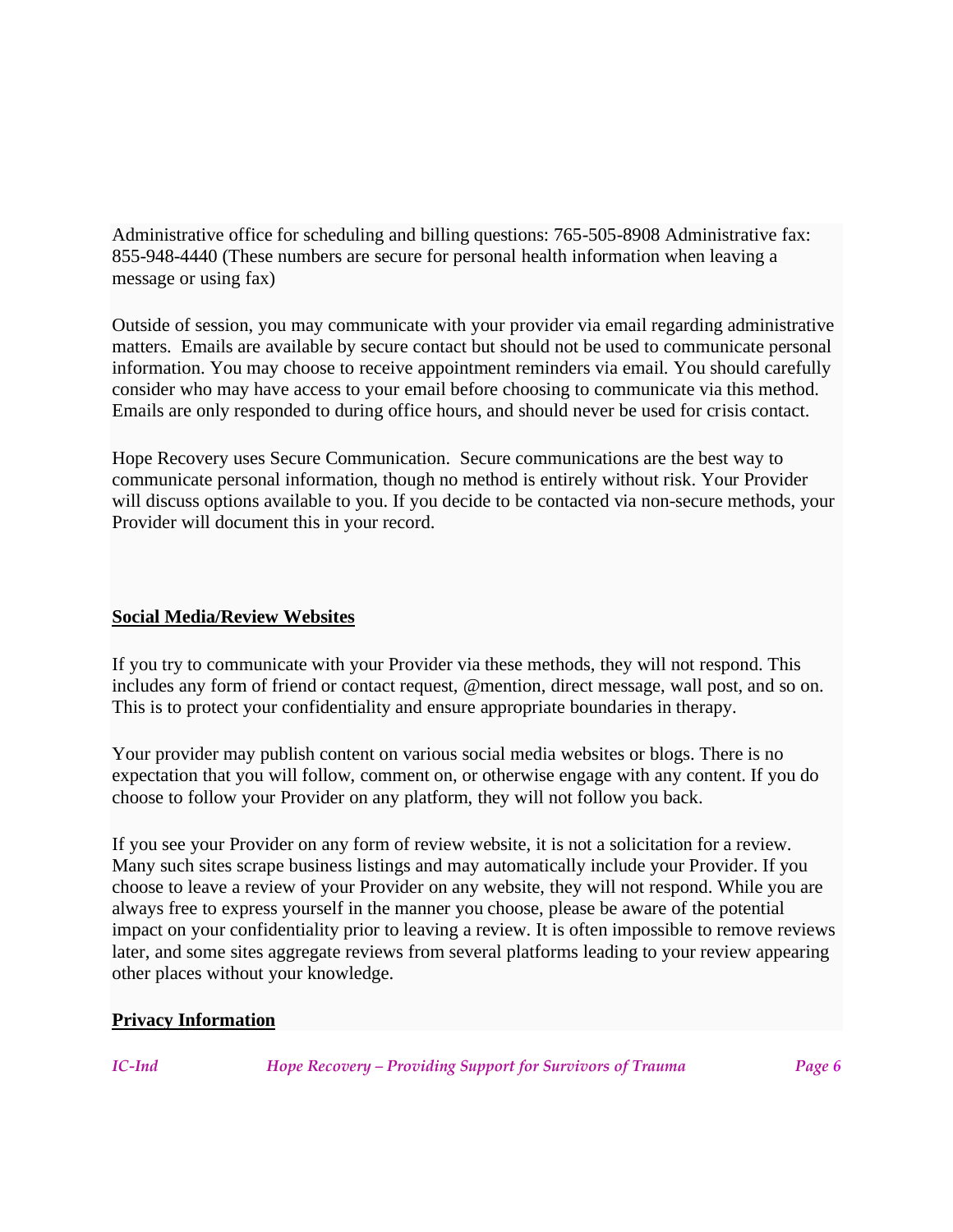Administrative office for scheduling and billing questions: 765-505-8908 Administrative fax: 855-948-4440 (These numbers are secure for personal health information when leaving a message or using fax)

Outside of session, you may communicate with your provider via email regarding administrative matters. Emails are available by secure contact but should not be used to communicate personal information. You may choose to receive appointment reminders via email. You should carefully consider who may have access to your email before choosing to communicate via this method. Emails are only responded to during office hours, and should never be used for crisis contact.

Hope Recovery uses Secure Communication. Secure communications are the best way to communicate personal information, though no method is entirely without risk. Your Provider will discuss options available to you. If you decide to be contacted via non-secure methods, your Provider will document this in your record.

**Social Media/Review Websites**

If you try to communicate with your Provider via these methods, they will not respond. This includes any form of friend or contact request, @mention, direct message, wall post, and so on. This is to protect your confidentiality and ensure appropriate boundaries in therapy.

Your provider may publish content on various social media websites or blogs. There is no expectation that you will follow, comment on, or otherwise engage with any content. If you do choose to follow your Provider on any platform, they will not follow you back.

If you see your Provider on any form of review website, it is not a solicitation for a review. Many such sites scrape business listings and may automatically include your Provider. If you choose to leave a review of your Provider on any website, they will not respond. While you are always free to express yourself in the manner you choose, please be aware of the potential impact on your confidentiality prior to leaving a review. It is often impossible to remove reviews later, and some sites aggregate reviews from several platforms leading to your review appearing other places without your knowledge.

**Privacy Information**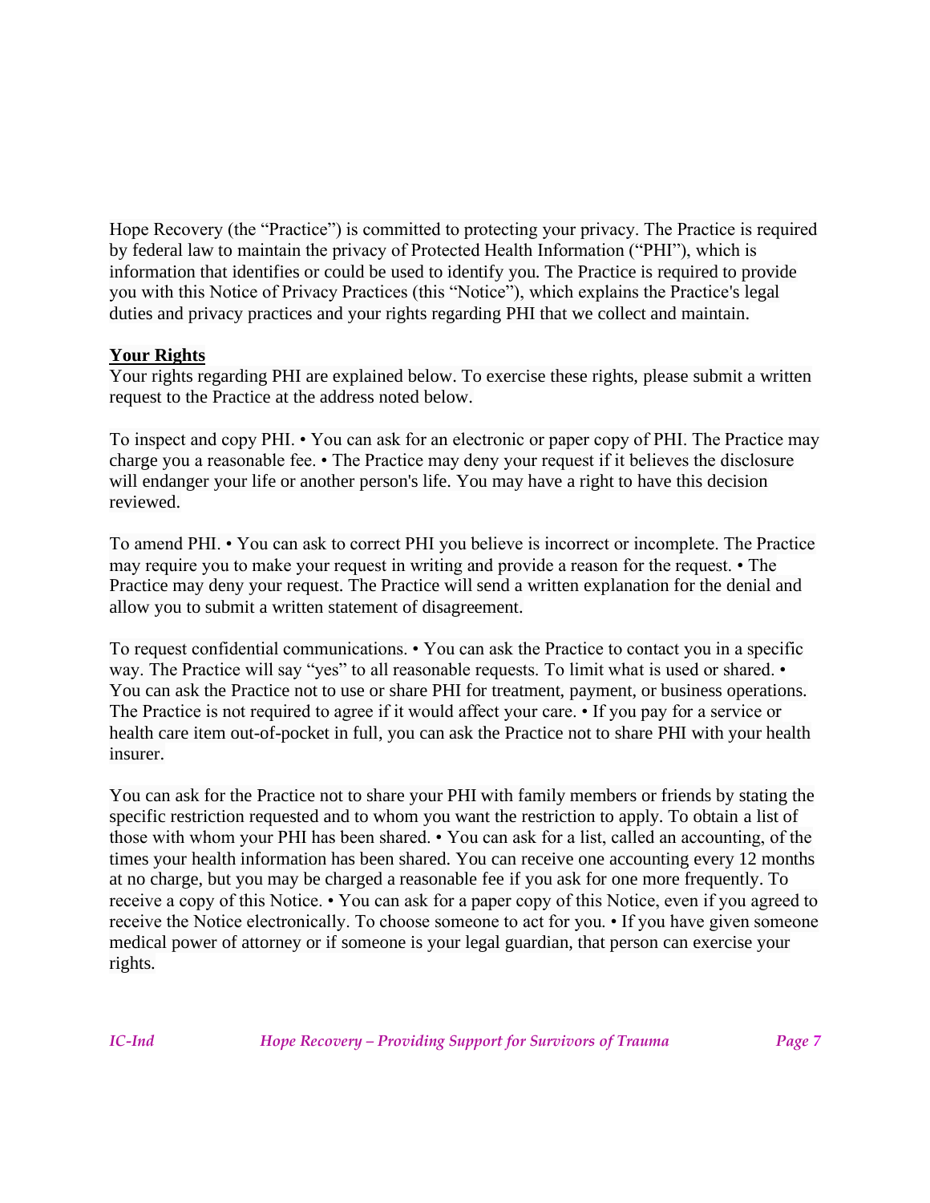Hope Recovery (the "Practice") is committed to protecting your privacy. The Practice is required by federal law to maintain the privacy of Protected Health Information ("PHI"), which is information that identifies or could be used to identify you. The Practice is required to provide you with this Notice of Privacy Practices (this "Notice"), which explains the Practice's legal duties and privacy practices and your rights regarding PHI that we collect and maintain.

**Your Rights**

Your rights regarding PHI are explained below. To exercise these rights, please submit a written request to the Practice at the address noted below.

To inspect and copy PHI. • You can ask for an electronic or paper copy of PHI. The Practice may charge you a reasonable fee. • The Practice may deny your request if it believes the disclosure will endanger your life or another person's life. You may have a right to have this decision reviewed.

To amend PHI. • You can ask to correct PHI you believe is incorrect or incomplete. The Practice may require you to make your request in writing and provide a reason for the request. • The Practice may deny your request. The Practice will send a written explanation for the denial and allow you to submit a written statement of disagreement.

To request confidential communications. • You can ask the Practice to contact you in a specific way. The Practice will say "yes" to all reasonable requests. To limit what is used or shared. • You can ask the Practice not to use or share PHI for treatment, payment, or business operations. The Practice is not required to agree if it would affect your care. • If you pay for a service or health care item out-of-pocket in full, you can ask the Practice not to share PHI with your health insurer.

You can ask for the Practice not to share your PHI with family members or friends by stating the specific restriction requested and to whom you want the restriction to apply. To obtain a list of those with whom your PHI has been shared. • You can ask for a list, called an accounting, of the times your health information has been shared. You can receive one accounting every 12 months at no charge, but you may be charged a reasonable fee if you ask for one more frequently. To receive a copy of this Notice. • You can ask for a paper copy of this Notice, even if you agreed to receive the Notice electronically. To choose someone to act for you. • If you have given someone medical power of attorney or if someone is your legal guardian, that person can exercise your rights.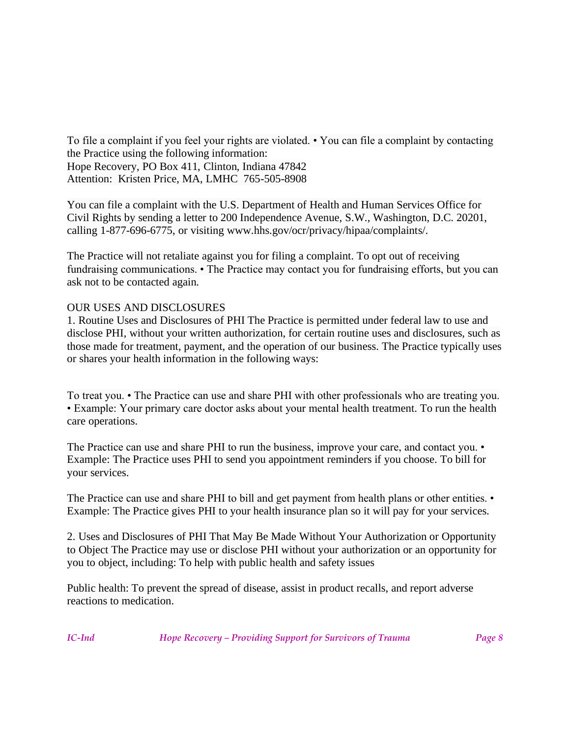To file a complaint if you feel your rights are violated. • You can file a complaint by contacting the Practice using the following information:
Hope Recovery, PO Box 411, Clinton, Indiana 47842
Attention: Kristen Price, MA, LMHC 765-505-8908

You can file a complaint with the U.S. Department of Health and Human Services Office for Civil Rights by sending a letter to 200 Independence Avenue, S.W., Washington, D.C. 20201, calling 1-877-696-6775, or visiting www.hhs.gov/ocr/privacy/hipaa/complaints/.

The Practice will not retaliate against you for filing a complaint. To opt out of receiving fundraising communications. • The Practice may contact you for fundraising efforts, but you can ask not to be contacted again.

OUR USES AND DISCLOSURES
1. Routine Uses and Disclosures of PHI The Practice is permitted under federal law to use and disclose PHI, without your written authorization, for certain routine uses and disclosures, such as those made for treatment, payment, and the operation of our business. The Practice typically uses or shares your health information in the following ways:

To treat you. • The Practice can use and share PHI with other professionals who are treating you. • Example: Your primary care doctor asks about your mental health treatment. To run the health care operations.

The Practice can use and share PHI to run the business, improve your care, and contact you. • Example: The Practice uses PHI to send you appointment reminders if you choose. To bill for your services.

The Practice can use and share PHI to bill and get payment from health plans or other entities. • Example: The Practice gives PHI to your health insurance plan so it will pay for your services.

2. Uses and Disclosures of PHI That May Be Made Without Your Authorization or Opportunity to Object The Practice may use or disclose PHI without your authorization or an opportunity for you to object, including: To help with public health and safety issues

Public health: To prevent the spread of disease, assist in product recalls, and report adverse reactions to medication.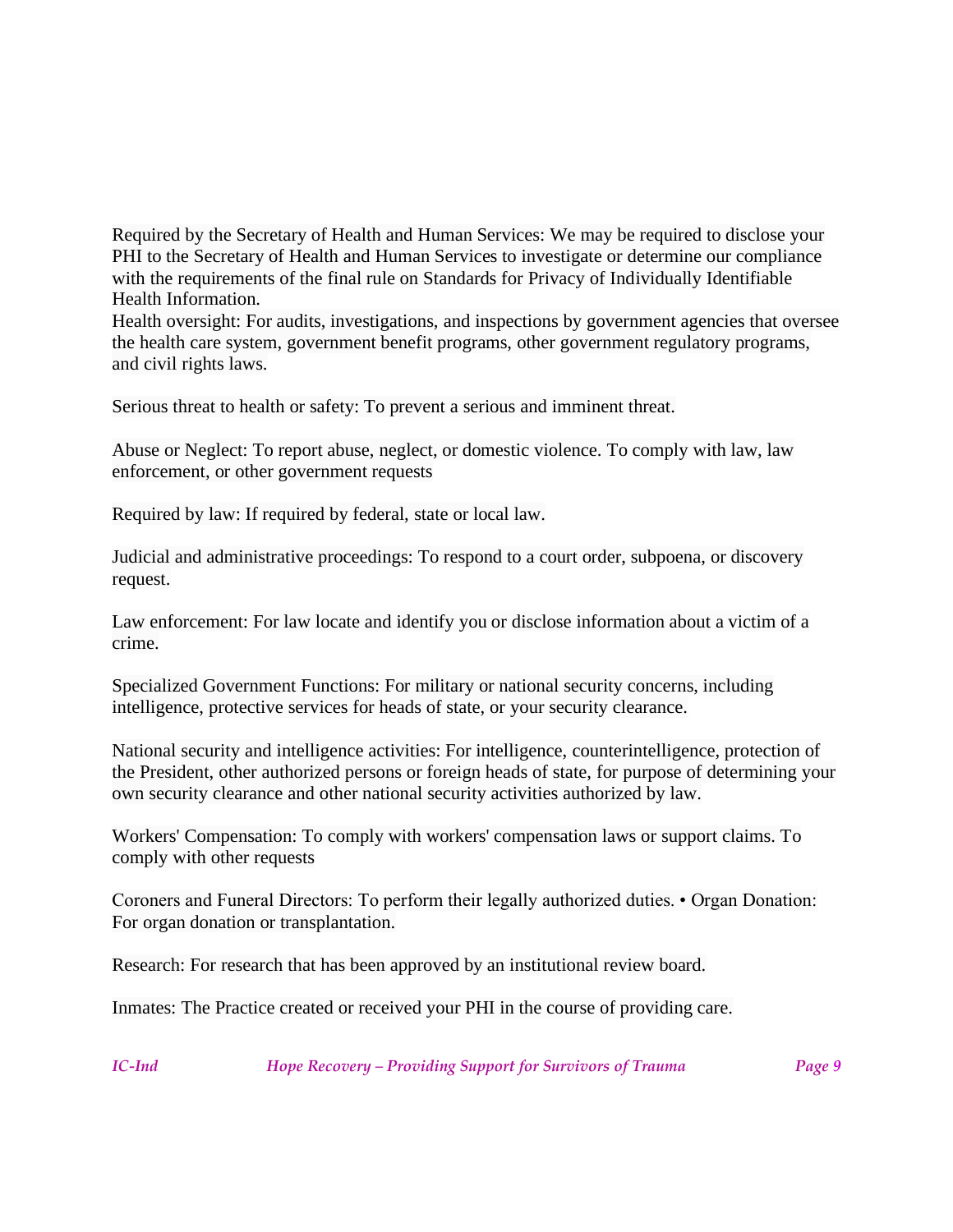Required by the Secretary of Health and Human Services: We may be required to disclose your PHI to the Secretary of Health and Human Services to investigate or determine our compliance with the requirements of the final rule on Standards for Privacy of Individually Identifiable Health Information.
Health oversight: For audits, investigations, and inspections by government agencies that oversee the health care system, government benefit programs, other government regulatory programs, and civil rights laws.

Serious threat to health or safety: To prevent a serious and imminent threat.

Abuse or Neglect: To report abuse, neglect, or domestic violence. To comply with law, law enforcement, or other government requests

Required by law: If required by federal, state or local law.

Judicial and administrative proceedings: To respond to a court order, subpoena, or discovery request.

Law enforcement: For law locate and identify you or disclose information about a victim of a crime.

Specialized Government Functions: For military or national security concerns, including intelligence, protective services for heads of state, or your security clearance.

National security and intelligence activities: For intelligence, counterintelligence, protection of the President, other authorized persons or foreign heads of state, for purpose of determining your own security clearance and other national security activities authorized by law.

Workers' Compensation: To comply with workers' compensation laws or support claims. To comply with other requests

Coroners and Funeral Directors: To perform their legally authorized duties. • Organ Donation: For organ donation or transplantation.

Research: For research that has been approved by an institutional review board.

Inmates: The Practice created or received your PHI in the course of providing care.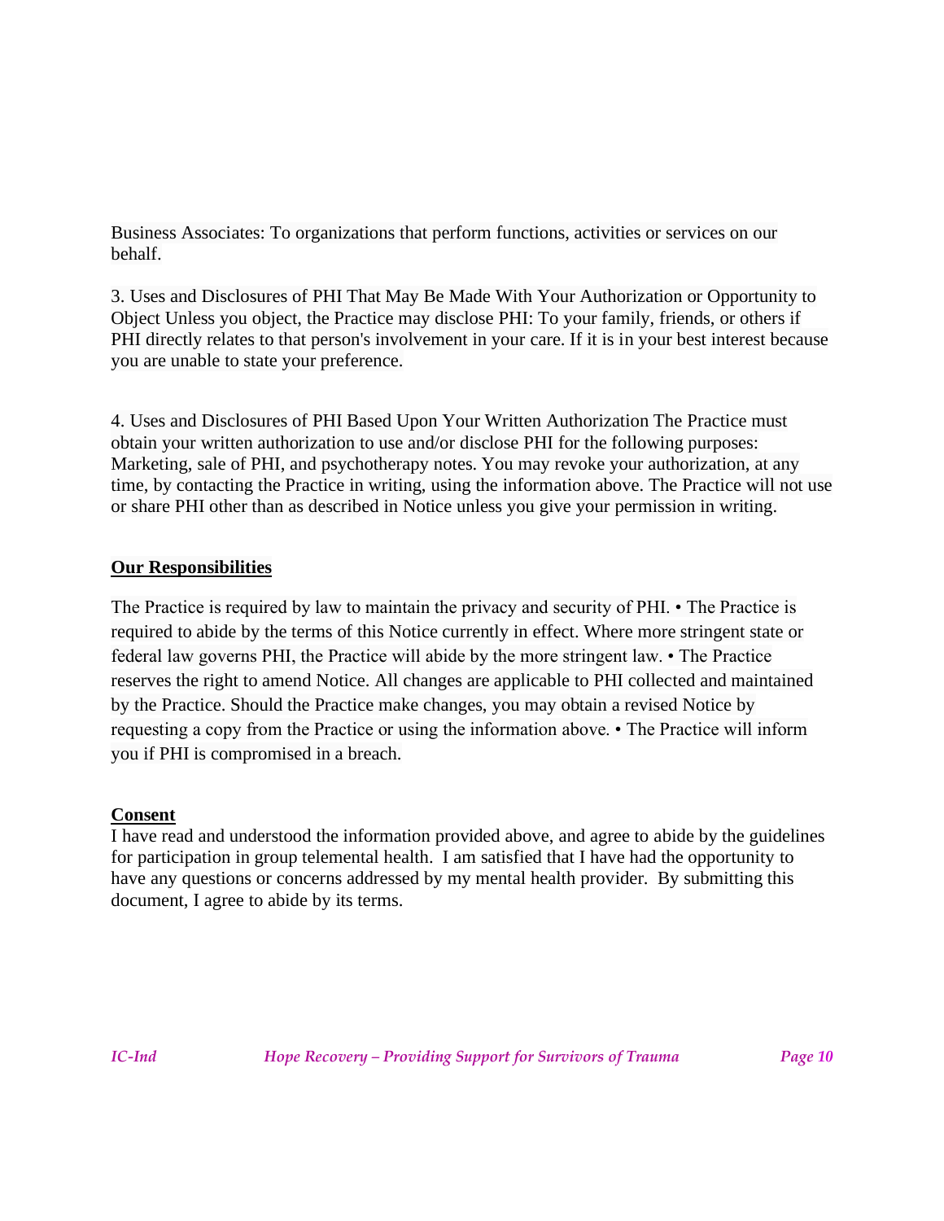Business Associates: To organizations that perform functions, activities or services on our behalf.

3. Uses and Disclosures of PHI That May Be Made With Your Authorization or Opportunity to Object Unless you object, the Practice may disclose PHI: To your family, friends, or others if PHI directly relates to that person's involvement in your care. If it is in your best interest because you are unable to state your preference.

4. Uses and Disclosures of PHI Based Upon Your Written Authorization The Practice must obtain your written authorization to use and/or disclose PHI for the following purposes: Marketing, sale of PHI, and psychotherapy notes. You may revoke your authorization, at any time, by contacting the Practice in writing, using the information above. The Practice will not use or share PHI other than as described in Notice unless you give your permission in writing.

**Our Responsibilities**

The Practice is required by law to maintain the privacy and security of PHI. • The Practice is required to abide by the terms of this Notice currently in effect. Where more stringent state or federal law governs PHI, the Practice will abide by the more stringent law. • The Practice reserves the right to amend Notice. All changes are applicable to PHI collected and maintained by the Practice. Should the Practice make changes, you may obtain a revised Notice by requesting a copy from the Practice or using the information above. • The Practice will inform you if PHI is compromised in a breach.

**Consent**

I have read and understood the information provided above, and agree to abide by the guidelines for participation in group telemental health. I am satisfied that I have had the opportunity to have any questions or concerns addressed by my mental health provider. By submitting this document, I agree to abide by its terms.